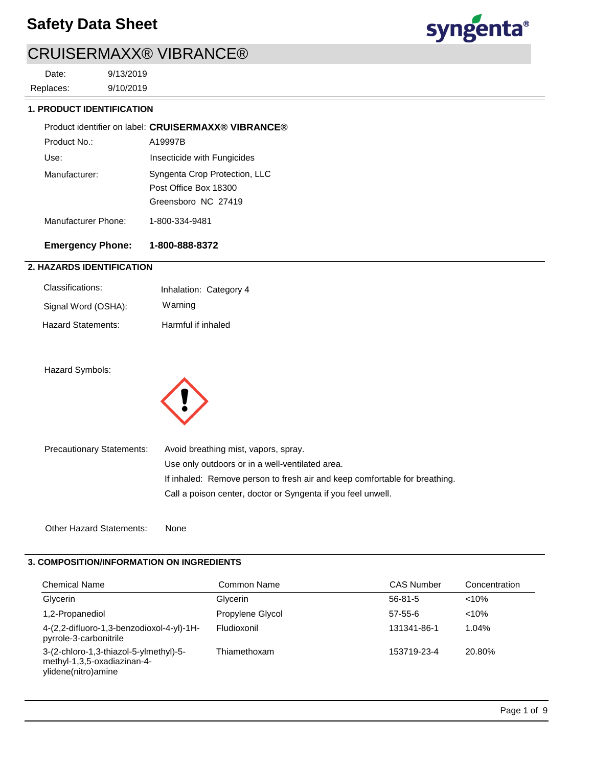# Safety Data Sheet

## CRUISERMAXX® VIBRANCE®

Date: 9/13/2019
Replaces: 9/10/2019

### 1. PRODUCT IDENTIFICATION

Product identifier on label: **CRUISERMAXX® VIBRANCE®**

Product No.: A19997B

Use: Insecticide with Fungicides

Manufacturer: Syngenta Crop Protection, LLC
Post Office Box 18300
Greensboro NC 27419

Manufacturer Phone: 1-800-334-9481

**Emergency Phone: 1-800-888-8372**

### 2. HAZARDS IDENTIFICATION

Classifications: Inhalation: Category 4

Signal Word (OSHA): Warning

Hazard Statements: Harmful if inhaled

Hazard Symbols:

Precautionary Statements: Avoid breathing mist, vapors, spray.
Use only outdoors or in a well-ventilated area.
If inhaled: Remove person to fresh air and keep comfortable for breathing.
Call a poison center, doctor or Syngenta if you feel unwell.

Other Hazard Statements: None

### 3. COMPOSITION/INFORMATION ON INGREDIENTS

| Chemical Name | Common Name | CAS Number | Concentration |
|---|---|---|---|
| Glycerin | Glycerin | 56-81-5 | <10% |
| 1,2-Propanediol | Propylene Glycol | 57-55-6 | <10% |
| 4-(2,2-difluoro-1,3-benzodioxol-4-yl)-1H-pyrrole-3-carbonitrile | Fludioxonil | 131341-86-1 | 1.04% |
| 3-(2-chloro-1,3-thiazol-5-ylmethyl)-5-methyl-1,3,5-oxadiazinan-4-ylidene(nitro)amine | Thiamethoxam | 153719-23-4 | 20.80% |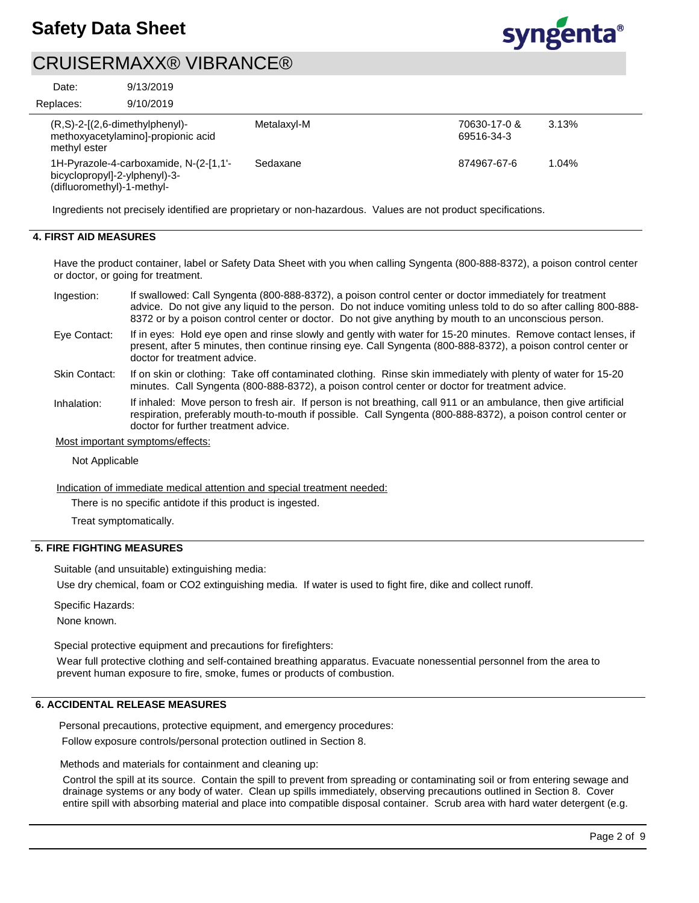| | | | |
|---|---|---|---|
| (R,S)-2-[(2,6-dimethylphenyl)-methoxyacetylamino]-propionic acid methyl ester | Metalaxyl-M | 70630-17-0 & 69516-34-3 | 3.13% |
| 1H-Pyrazole-4-carboxamide, N-(2-[1,1'-bicyclopropyl]-2-ylphenyl)-3-(difluoromethyl)-1-methyl- | Sedaxane | 874967-67-6 | 1.04% |

Ingredients not precisely identified are proprietary or non-hazardous. Values are not product specifications.

## 4. FIRST AID MEASURES

Have the product container, label or Safety Data Sheet with you when calling Syngenta (800-888-8372), a poison control center or doctor, or going for treatment.

**Ingestion:** If swallowed: Call Syngenta (800-888-8372), a poison control center or doctor immediately for treatment advice. Do not give any liquid to the person. Do not induce vomiting unless told to do so after calling 800-888-8372 or by a poison control center or doctor. Do not give anything by mouth to an unconscious person.

**Eye Contact:** If in eyes: Hold eye open and rinse slowly and gently with water for 15-20 minutes. Remove contact lenses, if present, after 5 minutes, then continue rinsing eye. Call Syngenta (800-888-8372), a poison control center or doctor for treatment advice.

**Skin Contact:** If on skin or clothing: Take off contaminated clothing. Rinse skin immediately with plenty of water for 15-20 minutes. Call Syngenta (800-888-8372), a poison control center or doctor for treatment advice.

**Inhalation:** If inhaled: Move person to fresh air. If person is not breathing, call 911 or an ambulance, then give artificial respiration, preferably mouth-to-mouth if possible. Call Syngenta (800-888-8372), a poison control center or doctor for further treatment advice.

Most important symptoms/effects:

Not Applicable

Indication of immediate medical attention and special treatment needed:

There is no specific antidote if this product is ingested.

Treat symptomatically.

## 5. FIRE FIGHTING MEASURES

Suitable (and unsuitable) extinguishing media:

Use dry chemical, foam or CO2 extinguishing media. If water is used to fight fire, dike and collect runoff.

Specific Hazards:

None known.

Special protective equipment and precautions for firefighters:

Wear full protective clothing and self-contained breathing apparatus. Evacuate nonessential personnel from the area to prevent human exposure to fire, smoke, fumes or products of combustion.

## 6. ACCIDENTAL RELEASE MEASURES

Personal precautions, protective equipment, and emergency procedures:

Follow exposure controls/personal protection outlined in Section 8.

Methods and materials for containment and cleaning up:

Control the spill at its source. Contain the spill to prevent from spreading or contaminating soil or from entering sewage and drainage systems or any body of water. Clean up spills immediately, observing precautions outlined in Section 8. Cover entire spill with absorbing material and place into compatible disposal container. Scrub area with hard water detergent (e.g.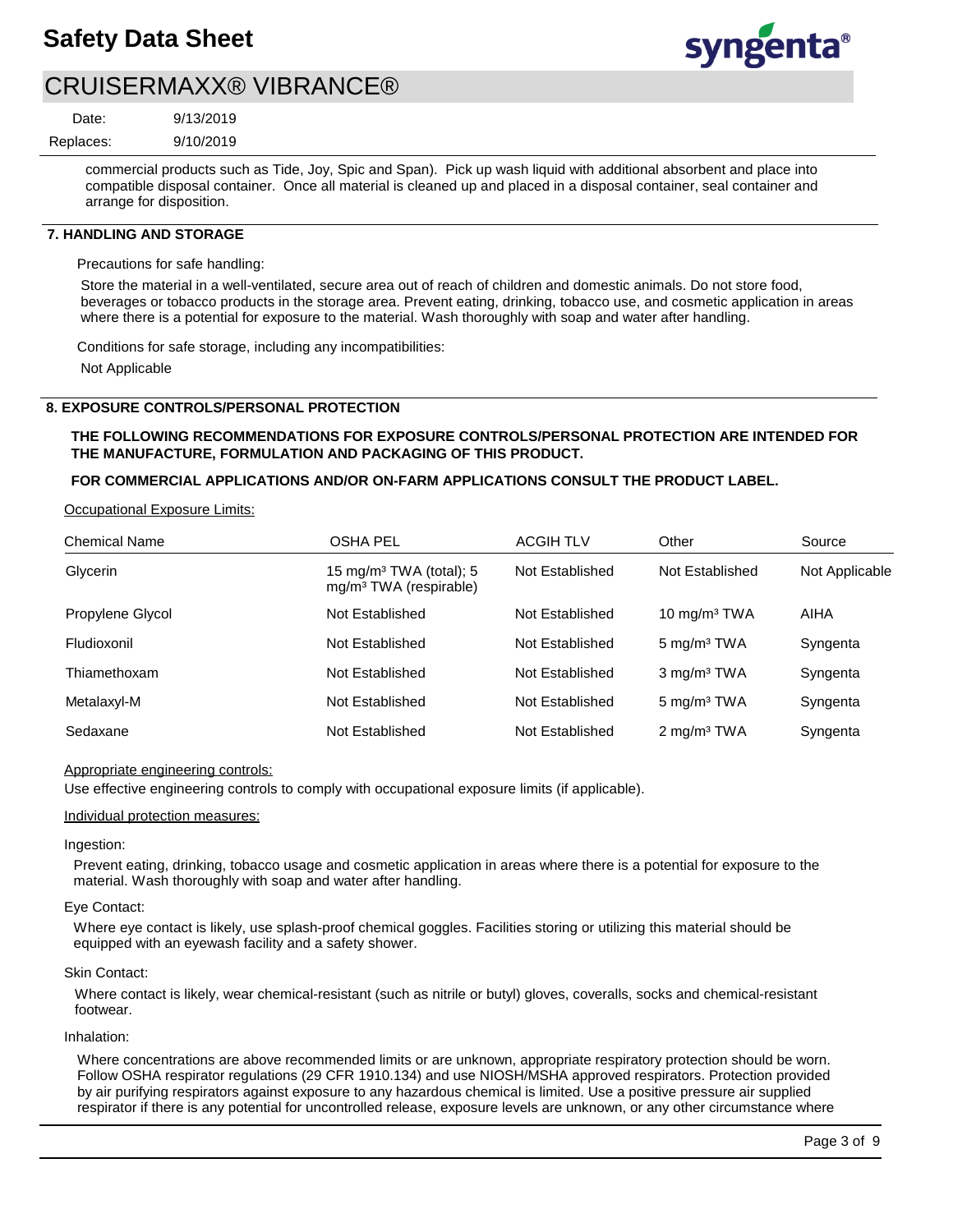commercial products such as Tide, Joy, Spic and Span). Pick up wash liquid with additional absorbent and place into compatible disposal container. Once all material is cleaned up and placed in a disposal container, seal container and arrange for disposition.

## 7. HANDLING AND STORAGE

Precautions for safe handling:

Store the material in a well-ventilated, secure area out of reach of children and domestic animals. Do not store food, beverages or tobacco products in the storage area. Prevent eating, drinking, tobacco use, and cosmetic application in areas where there is a potential for exposure to the material. Wash thoroughly with soap and water after handling.

Conditions for safe storage, including any incompatibilities:

Not Applicable

## 8. EXPOSURE CONTROLS/PERSONAL PROTECTION

**THE FOLLOWING RECOMMENDATIONS FOR EXPOSURE CONTROLS/PERSONAL PROTECTION ARE INTENDED FOR THE MANUFACTURE, FORMULATION AND PACKAGING OF THIS PRODUCT.**

**FOR COMMERCIAL APPLICATIONS AND/OR ON-FARM APPLICATIONS CONSULT THE PRODUCT LABEL.**

Occupational Exposure Limits:

| Chemical Name | OSHA PEL | ACGIH TLV | Other | Source |
|---|---|---|---|---|
| Glycerin | 15 mg/m³ TWA (total); 5 mg/m³ TWA (respirable) | Not Established | Not Established | Not Applicable |
| Propylene Glycol | Not Established | Not Established | 10 mg/m³ TWA | AIHA |
| Fludioxonil | Not Established | Not Established | 5 mg/m³ TWA | Syngenta |
| Thiamethoxam | Not Established | Not Established | 3 mg/m³ TWA | Syngenta |
| Metalaxyl-M | Not Established | Not Established | 5 mg/m³ TWA | Syngenta |
| Sedaxane | Not Established | Not Established | 2 mg/m³ TWA | Syngenta |

Appropriate engineering controls:

Use effective engineering controls to comply with occupational exposure limits (if applicable).

Individual protection measures:

Ingestion:

Prevent eating, drinking, tobacco usage and cosmetic application in areas where there is a potential for exposure to the material. Wash thoroughly with soap and water after handling.

Eye Contact:

Where eye contact is likely, use splash-proof chemical goggles. Facilities storing or utilizing this material should be equipped with an eyewash facility and a safety shower.

Skin Contact:

Where contact is likely, wear chemical-resistant (such as nitrile or butyl) gloves, coveralls, socks and chemical-resistant footwear.

Inhalation:

Where concentrations are above recommended limits or are unknown, appropriate respiratory protection should be worn. Follow OSHA respirator regulations (29 CFR 1910.134) and use NIOSH/MSHA approved respirators. Protection provided by air purifying respirators against exposure to any hazardous chemical is limited. Use a positive pressure air supplied respirator if there is any potential for uncontrolled release, exposure levels are unknown, or any other circumstance where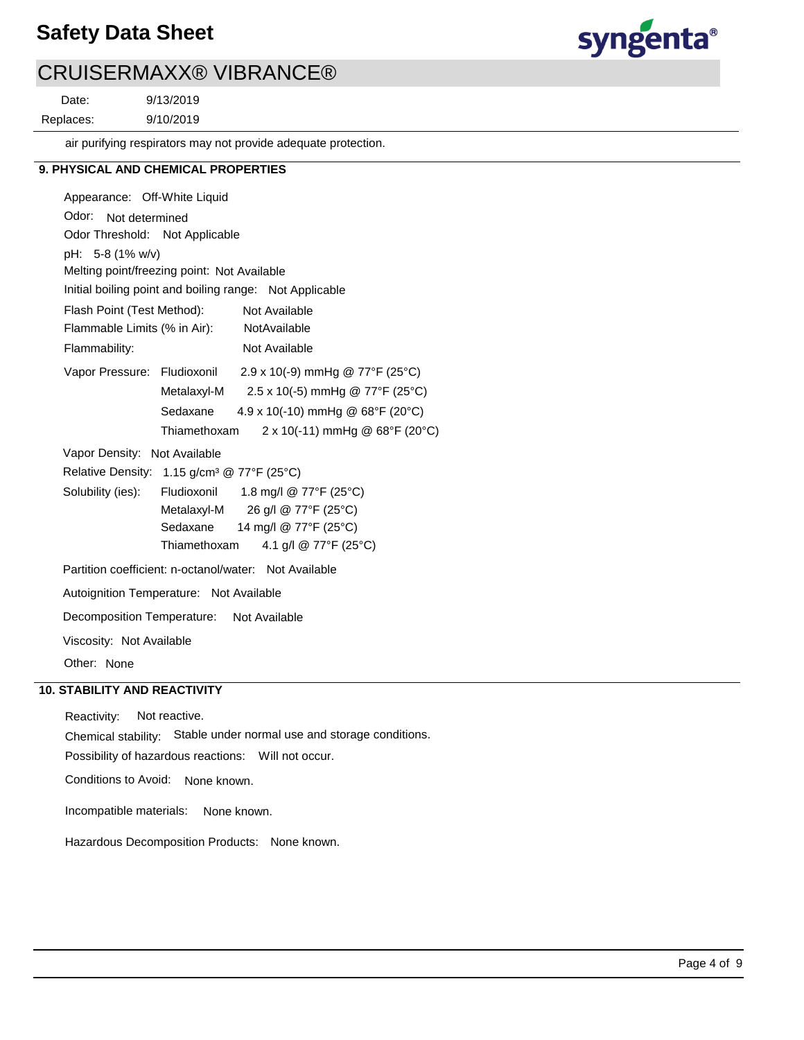air purifying respirators may not provide adequate protection.

## 9. PHYSICAL AND CHEMICAL PROPERTIES

Appearance: Off-White Liquid

Odor: Not determined

Odor Threshold: Not Applicable

pH: 5-8 (1% w/v)

Melting point/freezing point: Not Available

Initial boiling point and boiling range: Not Applicable

Flash Point (Test Method): Not Available

Flammable Limits (% in Air): NotAvailable

Flammability: Not Available

Vapor Pressure:

| | |
|---|---|
| Fludioxonil | 2.9 x 10(-9) mmHg @ 77°F (25°C) |
| Metalaxyl-M | 2.5 x 10(-5) mmHg @ 77°F (25°C) |
| Sedaxane | 4.9 x 10(-10) mmHg @ 68°F (20°C) |
| Thiamethoxam | 2 x 10(-11) mmHg @ 68°F (20°C) |

Vapor Density: Not Available

Relative Density: 1.15 g/cm³ @ 77°F (25°C)

Solubility (ies):

| | |
|---|---|
| Fludioxonil | 1.8 mg/l @ 77°F (25°C) |
| Metalaxyl-M | 26 g/l @ 77°F (25°C) |
| Sedaxane | 14 mg/l @ 77°F (25°C) |
| Thiamethoxam | 4.1 g/l @ 77°F (25°C) |

Partition coefficient: n-octanol/water: Not Available

Autoignition Temperature: Not Available

Decomposition Temperature: Not Available

Viscosity: Not Available

Other: None

## 10. STABILITY AND REACTIVITY

Reactivity: Not reactive.

Chemical stability: Stable under normal use and storage conditions.

Possibility of hazardous reactions: Will not occur.

Conditions to Avoid: None known.

Incompatible materials: None known.

Hazardous Decomposition Products: None known.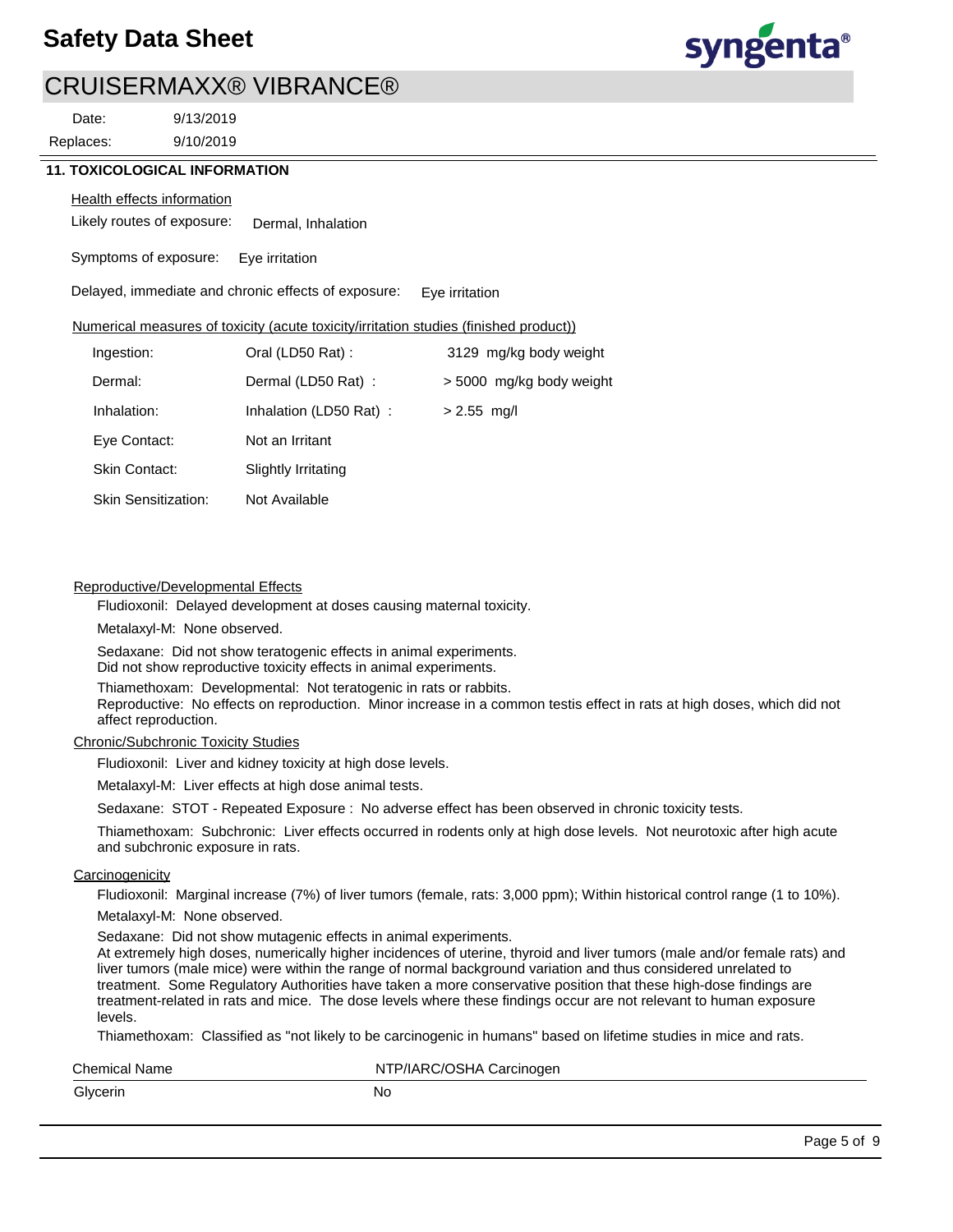Date: 9/13/2019
Replaces: 9/10/2019

## 11. TOXICOLOGICAL INFORMATION

Health effects information

Likely routes of exposure: Dermal, Inhalation

Symptoms of exposure: Eye irritation

Delayed, immediate and chronic effects of exposure: Eye irritation

Numerical measures of toxicity (acute toxicity/irritation studies (finished product))

| | | |
|---|---|---|
| Ingestion: | Oral (LD50 Rat) : | 3129 mg/kg body weight |
| Dermal: | Dermal (LD50 Rat) : | > 5000 mg/kg body weight |
| Inhalation: | Inhalation (LD50 Rat) : | > 2.55 mg/l |
| Eye Contact: | Not an Irritant | |
| Skin Contact: | Slightly Irritating | |
| Skin Sensitization: | Not Available | |

Reproductive/Developmental Effects

Fludioxonil: Delayed development at doses causing maternal toxicity.

Metalaxyl-M: None observed.

Sedaxane: Did not show teratogenic effects in animal experiments.
Did not show reproductive toxicity effects in animal experiments.

Thiamethoxam: Developmental: Not teratogenic in rats or rabbits.
Reproductive: No effects on reproduction. Minor increase in a common testis effect in rats at high doses, which did not affect reproduction.

Chronic/Subchronic Toxicity Studies

Fludioxonil: Liver and kidney toxicity at high dose levels.

Metalaxyl-M: Liver effects at high dose animal tests.

Sedaxane: STOT - Repeated Exposure : No adverse effect has been observed in chronic toxicity tests.

Thiamethoxam: Subchronic: Liver effects occurred in rodents only at high dose levels. Not neurotoxic after high acute and subchronic exposure in rats.

Carcinogenicity

Fludioxonil: Marginal increase (7%) of liver tumors (female, rats: 3,000 ppm); Within historical control range (1 to 10%).

Metalaxyl-M: None observed.

Sedaxane: Did not show mutagenic effects in animal experiments.
At extremely high doses, numerically higher incidences of uterine, thyroid and liver tumors (male and/or female rats) and liver tumors (male mice) were within the range of normal background variation and thus considered unrelated to treatment. Some Regulatory Authorities have taken a more conservative position that these high-dose findings are treatment-related in rats and mice. The dose levels where these findings occur are not relevant to human exposure levels.

Thiamethoxam: Classified as "not likely to be carcinogenic in humans" based on lifetime studies in mice and rats.

| Chemical Name | NTP/IARC/OSHA Carcinogen |
|---|---|
| Glycerin | No |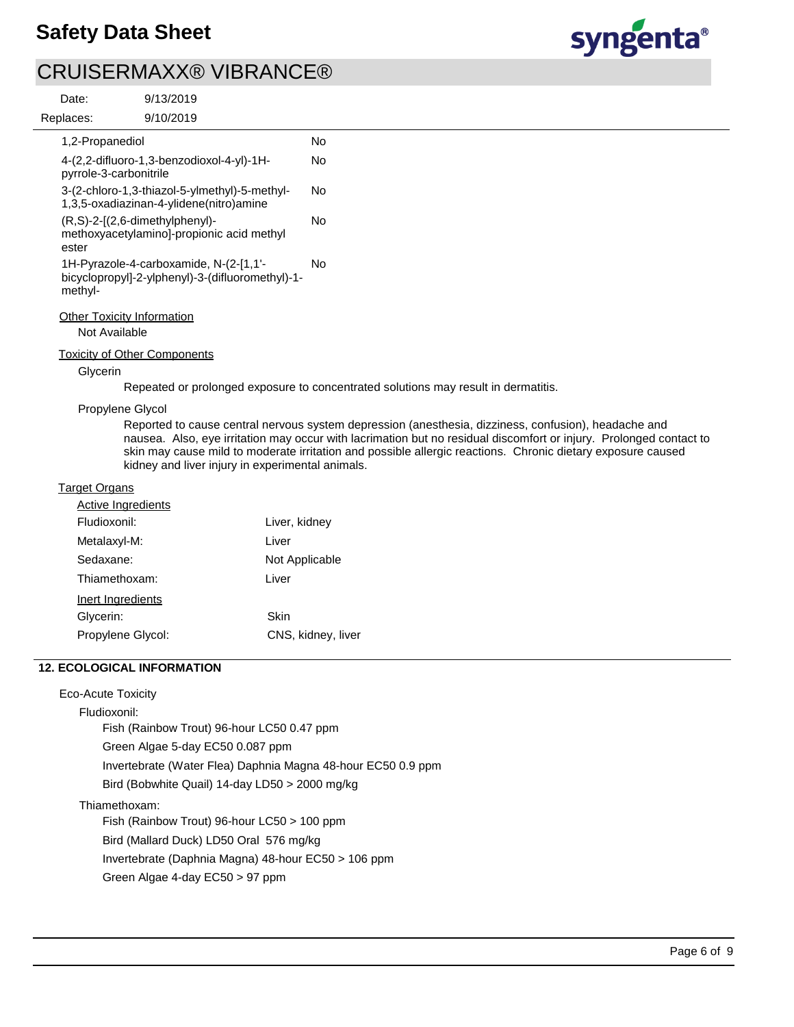| | |
|---|---|
| 1,2-Propanediol | No |
| 4-(2,2-difluoro-1,3-benzodioxol-4-yl)-1H-pyrrole-3-carbonitrile | No |
| 3-(2-chloro-1,3-thiazol-5-ylmethyl)-5-methyl-1,3,5-oxadiazinan-4-ylidene(nitro)amine | No |
| (R,S)-2-[(2,6-dimethylphenyl)-methoxyacetylamino]-propionic acid methyl ester | No |
| 1H-Pyrazole-4-carboxamide, N-(2-[1,1'-bicyclopropyl]-2-ylphenyl)-3-(difluoromethyl)-1-methyl- | No |

Other Toxicity Information

Not Available

Toxicity of Other Components

Glycerin

Repeated or prolonged exposure to concentrated solutions may result in dermatitis.

Propylene Glycol

Reported to cause central nervous system depression (anesthesia, dizziness, confusion), headache and nausea. Also, eye irritation may occur with lacrimation but no residual discomfort or injury. Prolonged contact to skin may cause mild to moderate irritation and possible allergic reactions. Chronic dietary exposure caused kidney and liver injury in experimental animals.

Target Organs

Active Ingredients

| | |
|---|---|
| Fludioxonil: | Liver, kidney |
| Metalaxyl-M: | Liver |
| Sedaxane: | Not Applicable |
| Thiamethoxam: | Liver |

Inert Ingredients

| | |
|---|---|
| Glycerin: | Skin |
| Propylene Glycol: | CNS, kidney, liver |

## 12. ECOLOGICAL INFORMATION

Eco-Acute Toxicity

Fludioxonil:

Fish (Rainbow Trout) 96-hour LC50 0.47 ppm

Green Algae 5-day EC50 0.087 ppm

Invertebrate (Water Flea) Daphnia Magna 48-hour EC50 0.9 ppm

Bird (Bobwhite Quail) 14-day LD50 > 2000 mg/kg

Thiamethoxam:

Fish (Rainbow Trout) 96-hour LC50 > 100 ppm

Bird (Mallard Duck) LD50 Oral 576 mg/kg

Invertebrate (Daphnia Magna) 48-hour EC50 > 106 ppm

Green Algae 4-day EC50 > 97 ppm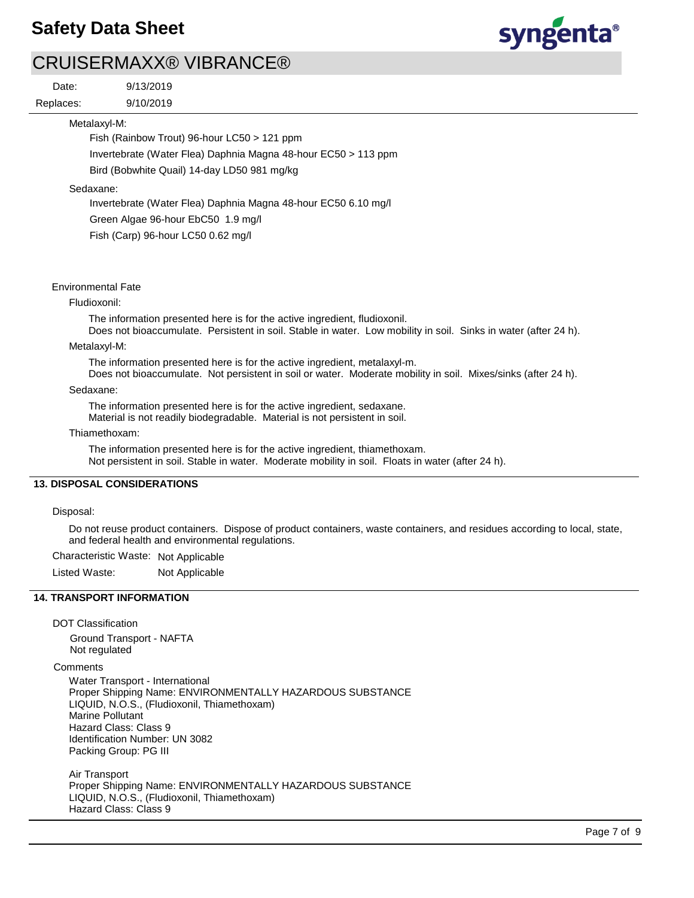Metalaxyl-M:

Fish (Rainbow Trout) 96-hour LC50 > 121 ppm

Invertebrate (Water Flea) Daphnia Magna 48-hour EC50 > 113 ppm

Bird (Bobwhite Quail) 14-day LD50 981 mg/kg

Sedaxane:

Invertebrate (Water Flea) Daphnia Magna 48-hour EC50 6.10 mg/l

Green Algae 96-hour EbC50 1.9 mg/l

Fish (Carp) 96-hour LC50 0.62 mg/l

Environmental Fate

Fludioxonil:

The information presented here is for the active ingredient, fludioxonil.
Does not bioaccumulate. Persistent in soil. Stable in water. Low mobility in soil. Sinks in water (after 24 h).

Metalaxyl-M:

The information presented here is for the active ingredient, metalaxyl-m.
Does not bioaccumulate. Not persistent in soil or water. Moderate mobility in soil. Mixes/sinks (after 24 h).

Sedaxane:

The information presented here is for the active ingredient, sedaxane.
Material is not readily biodegradable. Material is not persistent in soil.

Thiamethoxam:

The information presented here is for the active ingredient, thiamethoxam.
Not persistent in soil. Stable in water. Moderate mobility in soil. Floats in water (after 24 h).

## 13. DISPOSAL CONSIDERATIONS

Disposal:

Do not reuse product containers. Dispose of product containers, waste containers, and residues according to local, state, and federal health and environmental regulations.

Characteristic Waste: Not Applicable

Listed Waste: Not Applicable

## 14. TRANSPORT INFORMATION

DOT Classification

Ground Transport - NAFTA
Not regulated

Comments

Water Transport - International
Proper Shipping Name: ENVIRONMENTALLY HAZARDOUS SUBSTANCE LIQUID, N.O.S., (Fludioxonil, Thiamethoxam)
Marine Pollutant
Hazard Class: Class 9
Identification Number: UN 3082
Packing Group: PG III

Air Transport
Proper Shipping Name: ENVIRONMENTALLY HAZARDOUS SUBSTANCE LIQUID, N.O.S., (Fludioxonil, Thiamethoxam)
Hazard Class: Class 9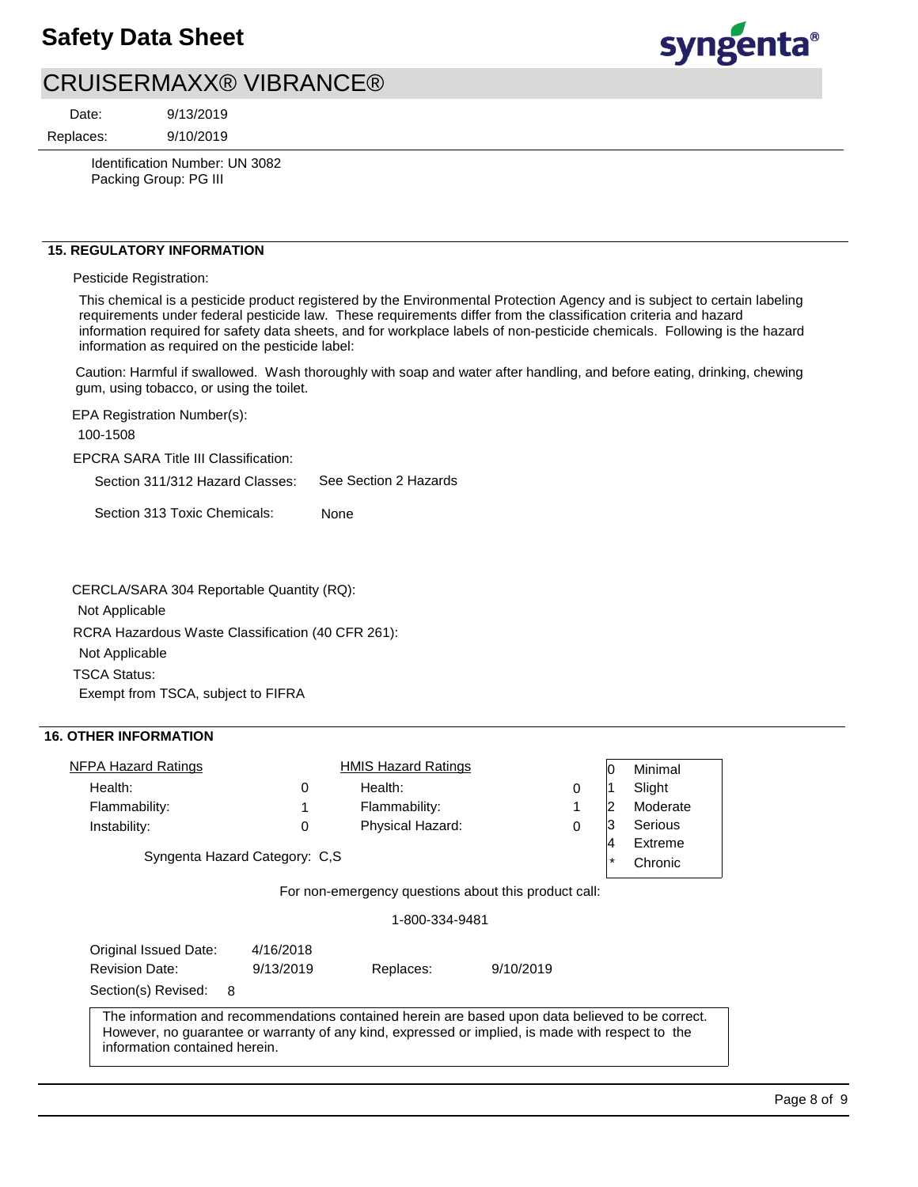Identification Number: UN 3082
Packing Group: PG III

## 15. REGULATORY INFORMATION

Pesticide Registration:

This chemical is a pesticide product registered by the Environmental Protection Agency and is subject to certain labeling requirements under federal pesticide law. These requirements differ from the classification criteria and hazard information required for safety data sheets, and for workplace labels of non-pesticide chemicals. Following is the hazard information as required on the pesticide label:

Caution: Harmful if swallowed. Wash thoroughly with soap and water after handling, and before eating, drinking, chewing gum, using tobacco, or using the toilet.

EPA Registration Number(s):

100-1508

EPCRA SARA Title III Classification:

Section 311/312 Hazard Classes: See Section 2 Hazards

Section 313 Toxic Chemicals: None

CERCLA/SARA 304 Reportable Quantity (RQ):

Not Applicable

RCRA Hazardous Waste Classification (40 CFR 261):

Not Applicable

TSCA Status:

Exempt from TSCA, subject to FIFRA

## 16. OTHER INFORMATION

| NFPA Hazard Ratings | | HMIS Hazard Ratings | |
|---|---|---|---|
| Health: | 0 | Health: | 0 |
| Flammability: | 1 | Flammability: | 1 |
| Instability: | 0 | Physical Hazard: | 0 |

| | |
|---|---|
| 0 | Minimal |
| 1 | Slight |
| 2 | Moderate |
| 3 | Serious |
| 4 | Extreme |
| * | Chronic |

Syngenta Hazard Category: C,S

For non-emergency questions about this product call:

1-800-334-9481

Original Issued Date: 4/16/2018
Revision Date: 9/13/2019 Replaces: 9/10/2019
Section(s) Revised: 8

The information and recommendations contained herein are based upon data believed to be correct. However, no guarantee or warranty of any kind, expressed or implied, is made with respect to the information contained herein.